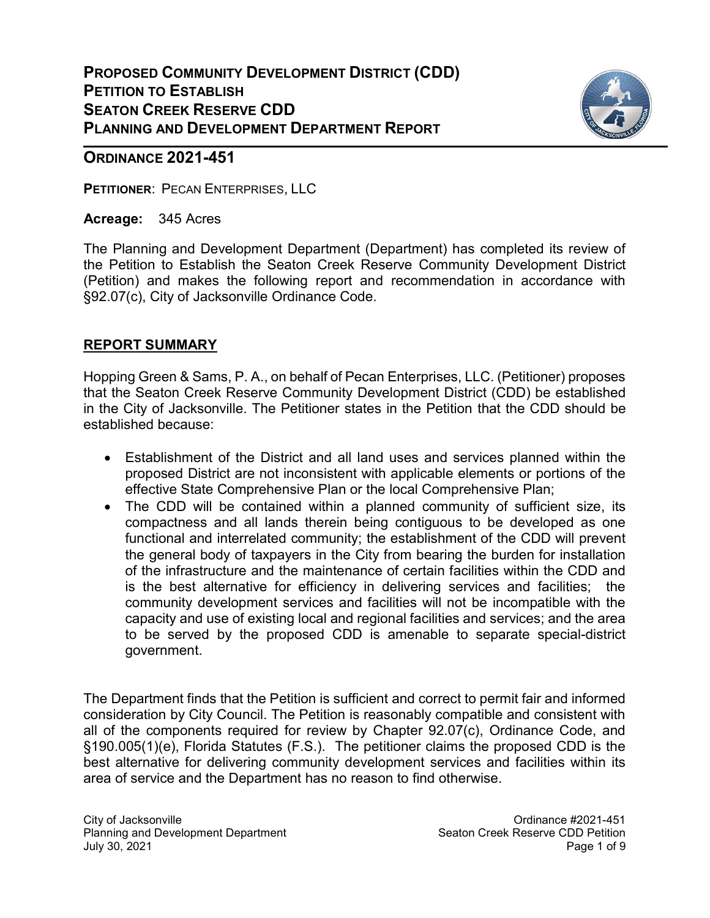# PROPOSED COMMUNITY DEVELOPMENT DISTRICT (CDD) PETITION TO ESTABLISH SEATON CREEK RESERVE CDD PLANNING AND DEVELOPMENT DEPARTMENT REPORT

## ORDINANCE 2021-451

**PETITIONER**: PECAN ENTERPRISES, LLC

**Acreage:** 345 Acres

The Planning and Development Department (Department) has completed its review of the Petition to Establish the Seaton Creek Reserve Community Development District (Petition) and makes the following report and recommendation in accordance with §92.07(c), City of Jacksonville Ordinance Code.

## REPORT SUMMARY

Hopping Green & Sams, P. A., on behalf of Pecan Enterprises, LLC. (Petitioner) proposes that the Seaton Creek Reserve Community Development District (CDD) be established in the City of Jacksonville. The Petitioner states in the Petition that the CDD should be established because:

- Establishment of the District and all land uses and services planned within the proposed District are not inconsistent with applicable elements or portions of the effective State Comprehensive Plan or the local Comprehensive Plan;
- The CDD will be contained within a planned community of sufficient size, its compactness and all lands therein being contiguous to be developed as one functional and interrelated community; the establishment of the CDD will prevent the general body of taxpayers in the City from bearing the burden for installation of the infrastructure and the maintenance of certain facilities within the CDD and is the best alternative for efficiency in delivering services and facilities; the community development services and facilities will not be incompatible with the capacity and use of existing local and regional facilities and services; and the area to be served by the proposed CDD is amenable to separate special-district government.

The Department finds that the Petition is sufficient and correct to permit fair and informed consideration by City Council. The Petition is reasonably compatible and consistent with all of the components required for review by Chapter 92.07(c), Ordinance Code, and §190.005(1)(e), Florida Statutes (F.S.). The petitioner claims the proposed CDD is the best alternative for delivering community development services and facilities within its area of service and the Department has no reason to find otherwise.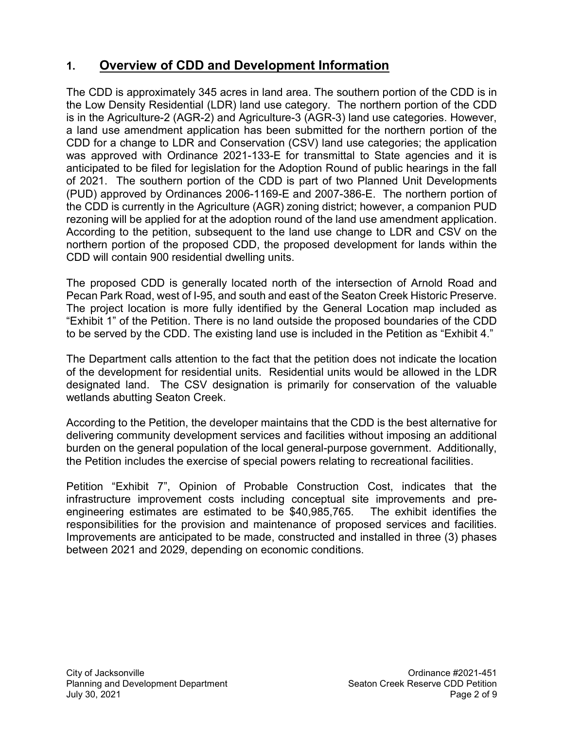## 1. Overview of CDD and Development Information

The CDD is approximately 345 acres in land area. The southern portion of the CDD is in the Low Density Residential (LDR) land use category. The northern portion of the CDD is in the Agriculture-2 (AGR-2) and Agriculture-3 (AGR-3) land use categories. However, a land use amendment application has been submitted for the northern portion of the CDD for a change to LDR and Conservation (CSV) land use categories; the application was approved with Ordinance 2021-133-E for transmittal to State agencies and it is anticipated to be filed for legislation for the Adoption Round of public hearings in the fall of 2021. The southern portion of the CDD is part of two Planned Unit Developments (PUD) approved by Ordinances 2006-1169-E and 2007-386-E. The northern portion of the CDD is currently in the Agriculture (AGR) zoning district; however, a companion PUD rezoning will be applied for at the adoption round of the land use amendment application. According to the petition, subsequent to the land use change to LDR and CSV on the northern portion of the proposed CDD, the proposed development for lands within the CDD will contain 900 residential dwelling units.

The proposed CDD is generally located north of the intersection of Arnold Road and Pecan Park Road, west of I-95, and south and east of the Seaton Creek Historic Preserve. The project location is more fully identified by the General Location map included as "Exhibit 1" of the Petition. There is no land outside the proposed boundaries of the CDD to be served by the CDD. The existing land use is included in the Petition as "Exhibit 4."

The Department calls attention to the fact that the petition does not indicate the location of the development for residential units. Residential units would be allowed in the LDR designated land. The CSV designation is primarily for conservation of the valuable wetlands abutting Seaton Creek.

According to the Petition, the developer maintains that the CDD is the best alternative for delivering community development services and facilities without imposing an additional burden on the general population of the local general-purpose government. Additionally, the Petition includes the exercise of special powers relating to recreational facilities.

Petition "Exhibit 7", Opinion of Probable Construction Cost, indicates that the infrastructure improvement costs including conceptual site improvements and pre-engineering estimates are estimated to be $40,985,765. The exhibit identifies the responsibilities for the provision and maintenance of proposed services and facilities. Improvements are anticipated to be made, constructed and installed in three (3) phases between 2021 and 2029, depending on economic conditions.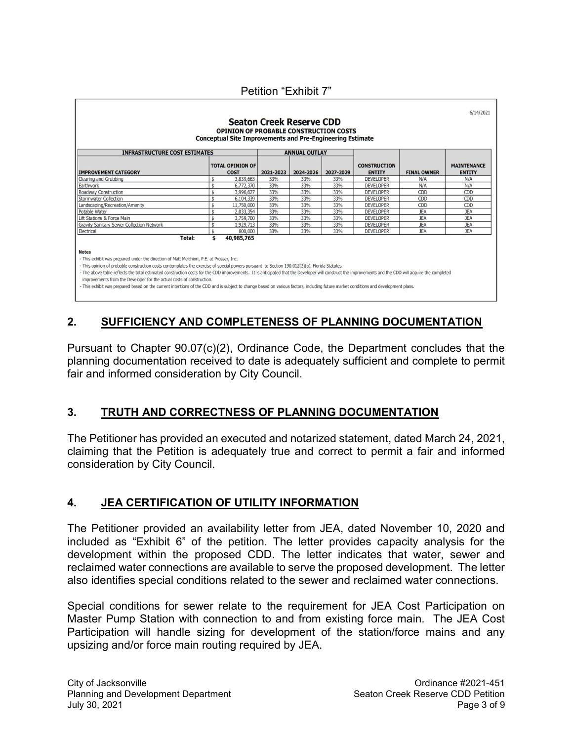Petition "Exhibit 7"

6/14/2021

**Seaton Creek Reserve CDD**
**OPINION OF PROBABLE CONSTRUCTION COSTS**
**Conceptual Site Improvements and Pre-Engineering Estimate**

| INFRASTRUCTURE COST ESTIMATES | | ANNUAL OUTLAY | | | | | |
|---|---|---|---|---|---|---|---|
| IMPROVEMENT CATEGORY | TOTAL OPINION OF COST | 2021-2023 | 2024-2026 | 2027-2029 | CONSTRUCTION ENTITY | FINAL OWNER | MAINTENANCE ENTITY |
| Clearing and Grubbing | $ 3,839,663 | 33% | 33% | 33% | DEVELOPER | N/A | N/A |
| Earthwork | $ 6,772,370 | 33% | 33% | 33% | DEVELOPER | N/A | N/A |
| Roadway Construction | $ 3,996,627 | 33% | 33% | 33% | DEVELOPER | CDD | CDD |
| Stormwater Collection | $ 6,104,339 | 33% | 33% | 33% | DEVELOPER | CDD | CDD |
| Landscaping/Recreation/Amenity | $ 11,750,000 | 33% | 33% | 33% | DEVELOPER | CDD | CDD |
| Potable Water | $ 2,033,354 | 33% | 33% | 33% | DEVELOPER | JEA | JEA |
| Lift Stations & Force Main | $ 3,759,700 | 33% | 33% | 33% | DEVELOPER | JEA | JEA |
| Gravity Sanitary Sewer Collection Network | $ 1,929,713 | 33% | 33% | 33% | DEVELOPER | JEA | JEA |
| Electrical | $ 800,000 | 33% | 33% | 33% | DEVELOPER | JEA | JEA |
| **Total:** | **$ 40,985,765** | | | | | | |

**Notes**

- This exhibit was prepared under the direction of Matt Melchiori, P.E. at Prosser, Inc.
- This opinion of probable construction costs contemplates the exercise of special powers pursuant to Section 190.012(2)(a), Florida Statutes.
- The above table reflects the total estimated construction costs for the CDD improvements. It is anticipated that the Developer will construct the improvements and the CDD will acquire the completed improvements from the Developer for the actual costs of construction.
- This exhibit was prepared based on the current intentions of the CDD and is subject to change based on various factors, including future market conditions and development plans.

## 2. SUFFICIENCY AND COMPLETENESS OF PLANNING DOCUMENTATION

Pursuant to Chapter 90.07(c)(2), Ordinance Code, the Department concludes that the planning documentation received to date is adequately sufficient and complete to permit fair and informed consideration by City Council.

## 3. TRUTH AND CORRECTNESS OF PLANNING DOCUMENTATION

The Petitioner has provided an executed and notarized statement, dated March 24, 2021, claiming that the Petition is adequately true and correct to permit a fair and informed consideration by City Council.

## 4. JEA CERTIFICATION OF UTILITY INFORMATION

The Petitioner provided an availability letter from JEA, dated November 10, 2020 and included as "Exhibit 6" of the petition. The letter provides capacity analysis for the development within the proposed CDD. The letter indicates that water, sewer and reclaimed water connections are available to serve the proposed development. The letter also identifies special conditions related to the sewer and reclaimed water connections.

Special conditions for sewer relate to the requirement for JEA Cost Participation on Master Pump Station with connection to and from existing force main. The JEA Cost Participation will handle sizing for development of the station/force mains and any upsizing and/or force main routing required by JEA.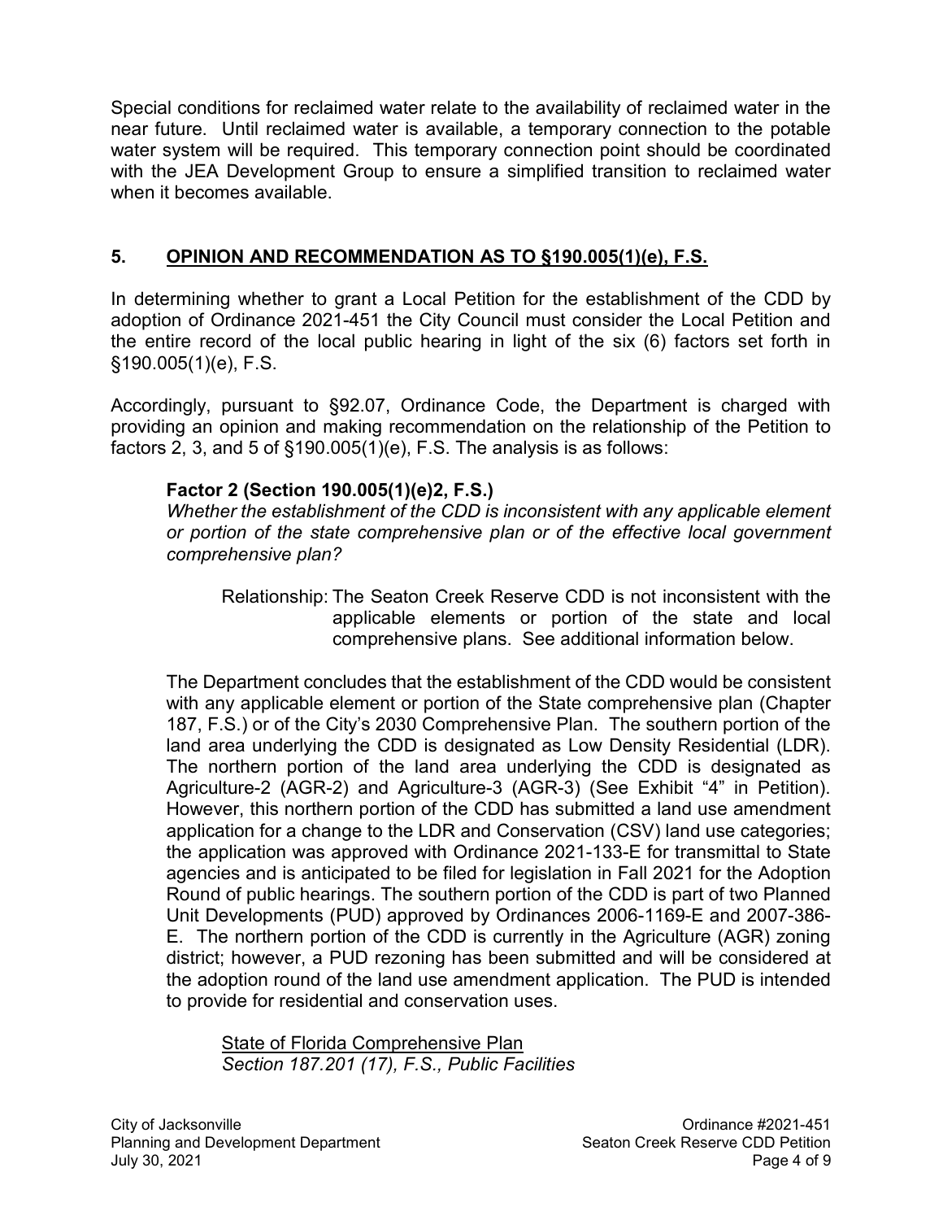Special conditions for reclaimed water relate to the availability of reclaimed water in the near future. Until reclaimed water is available, a temporary connection to the potable water system will be required. This temporary connection point should be coordinated with the JEA Development Group to ensure a simplified transition to reclaimed water when it becomes available.

## 5. <u>OPINION AND RECOMMENDATION AS TO §190.005(1)(e), F.S.</u>

In determining whether to grant a Local Petition for the establishment of the CDD by adoption of Ordinance 2021-451 the City Council must consider the Local Petition and the entire record of the local public hearing in light of the six (6) factors set forth in §190.005(1)(e), F.S.

Accordingly, pursuant to §92.07, Ordinance Code, the Department is charged with providing an opinion and making recommendation on the relationship of the Petition to factors 2, 3, and 5 of §190.005(1)(e), F.S. The analysis is as follows:

### Factor 2 (Section 190.005(1)(e)2, F.S.)

*Whether the establishment of the CDD is inconsistent with any applicable element or portion of the state comprehensive plan or of the effective local government comprehensive plan?*

Relationship: The Seaton Creek Reserve CDD is not inconsistent with the applicable elements or portion of the state and local comprehensive plans. See additional information below.

The Department concludes that the establishment of the CDD would be consistent with any applicable element or portion of the State comprehensive plan (Chapter 187, F.S.) or of the City's 2030 Comprehensive Plan. The southern portion of the land area underlying the CDD is designated as Low Density Residential (LDR). The northern portion of the land area underlying the CDD is designated as Agriculture-2 (AGR-2) and Agriculture-3 (AGR-3) (See Exhibit "4" in Petition). However, this northern portion of the CDD has submitted a land use amendment application for a change to the LDR and Conservation (CSV) land use categories; the application was approved with Ordinance 2021-133-E for transmittal to State agencies and is anticipated to be filed for legislation in Fall 2021 for the Adoption Round of public hearings. The southern portion of the CDD is part of two Planned Unit Developments (PUD) approved by Ordinances 2006-1169-E and 2007-386-E. The northern portion of the CDD is currently in the Agriculture (AGR) zoning district; however, a PUD rezoning has been submitted and will be considered at the adoption round of the land use amendment application. The PUD is intended to provide for residential and conservation uses.

<u>State of Florida Comprehensive Plan</u>
*Section 187.201 (17), F.S., Public Facilities*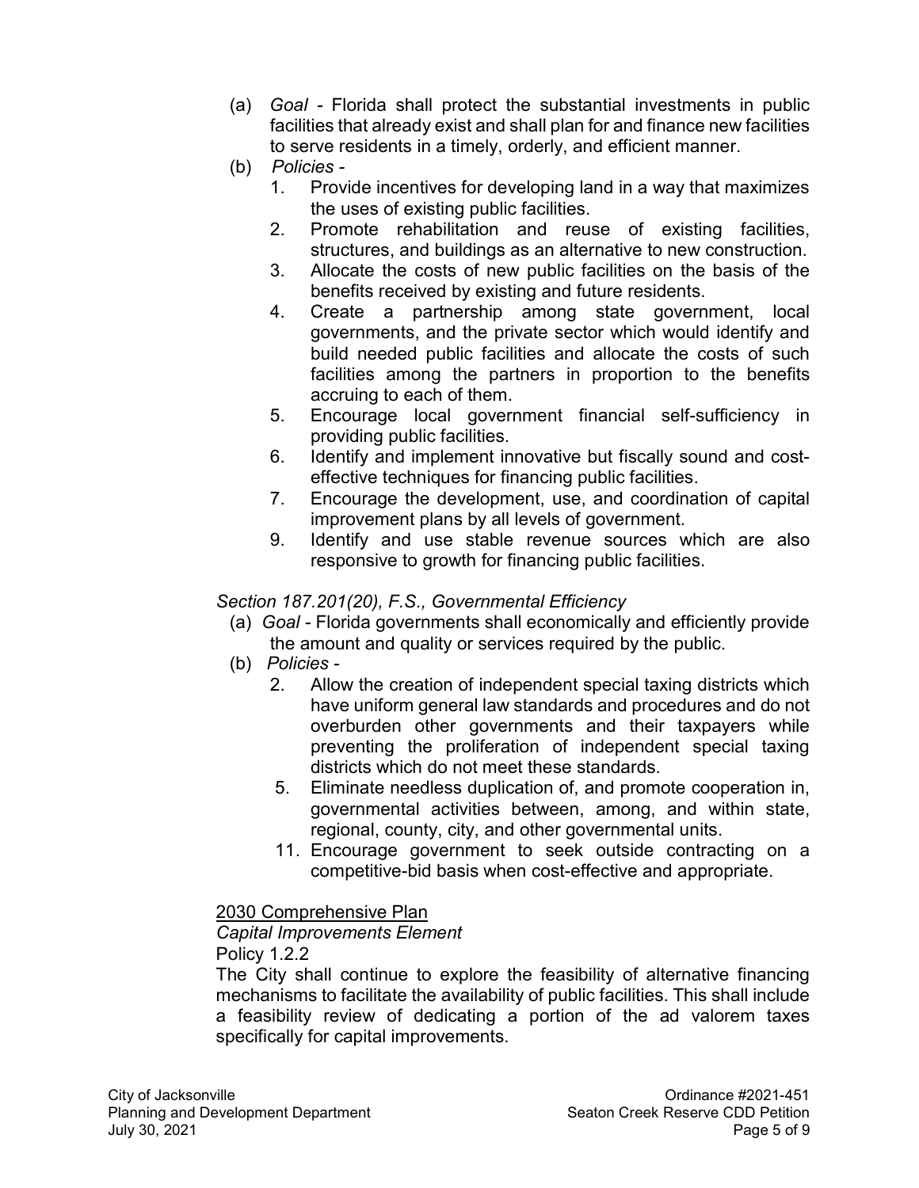(a) *Goal* - Florida shall protect the substantial investments in public facilities that already exist and shall plan for and finance new facilities to serve residents in a timely, orderly, and efficient manner.

(b) *Policies* -

1. Provide incentives for developing land in a way that maximizes the uses of existing public facilities.
2. Promote rehabilitation and reuse of existing facilities, structures, and buildings as an alternative to new construction.
3. Allocate the costs of new public facilities on the basis of the benefits received by existing and future residents.
4. Create a partnership among state government, local governments, and the private sector which would identify and build needed public facilities and allocate the costs of such facilities among the partners in proportion to the benefits accruing to each of them.
5. Encourage local government financial self-sufficiency in providing public facilities.
6. Identify and implement innovative but fiscally sound and cost-effective techniques for financing public facilities.
7. Encourage the development, use, and coordination of capital improvement plans by all levels of government.

9. Identify and use stable revenue sources which are also responsive to growth for financing public facilities.

*Section 187.201(20), F.S., Governmental Efficiency*

(a) *Goal* - Florida governments shall economically and efficiently provide the amount and quality or services required by the public.

(b) *Policies* -

2. Allow the creation of independent special taxing districts which have uniform general law standards and procedures and do not overburden other governments and their taxpayers while preventing the proliferation of independent special taxing districts which do not meet these standards.

5. Eliminate needless duplication of, and promote cooperation in, governmental activities between, among, and within state, regional, county, city, and other governmental units.

11. Encourage government to seek outside contracting on a competitive-bid basis when cost-effective and appropriate.

<u>2030 Comprehensive Plan</u>

*Capital Improvements Element*

Policy 1.2.2

The City shall continue to explore the feasibility of alternative financing mechanisms to facilitate the availability of public facilities. This shall include a feasibility review of dedicating a portion of the ad valorem taxes specifically for capital improvements.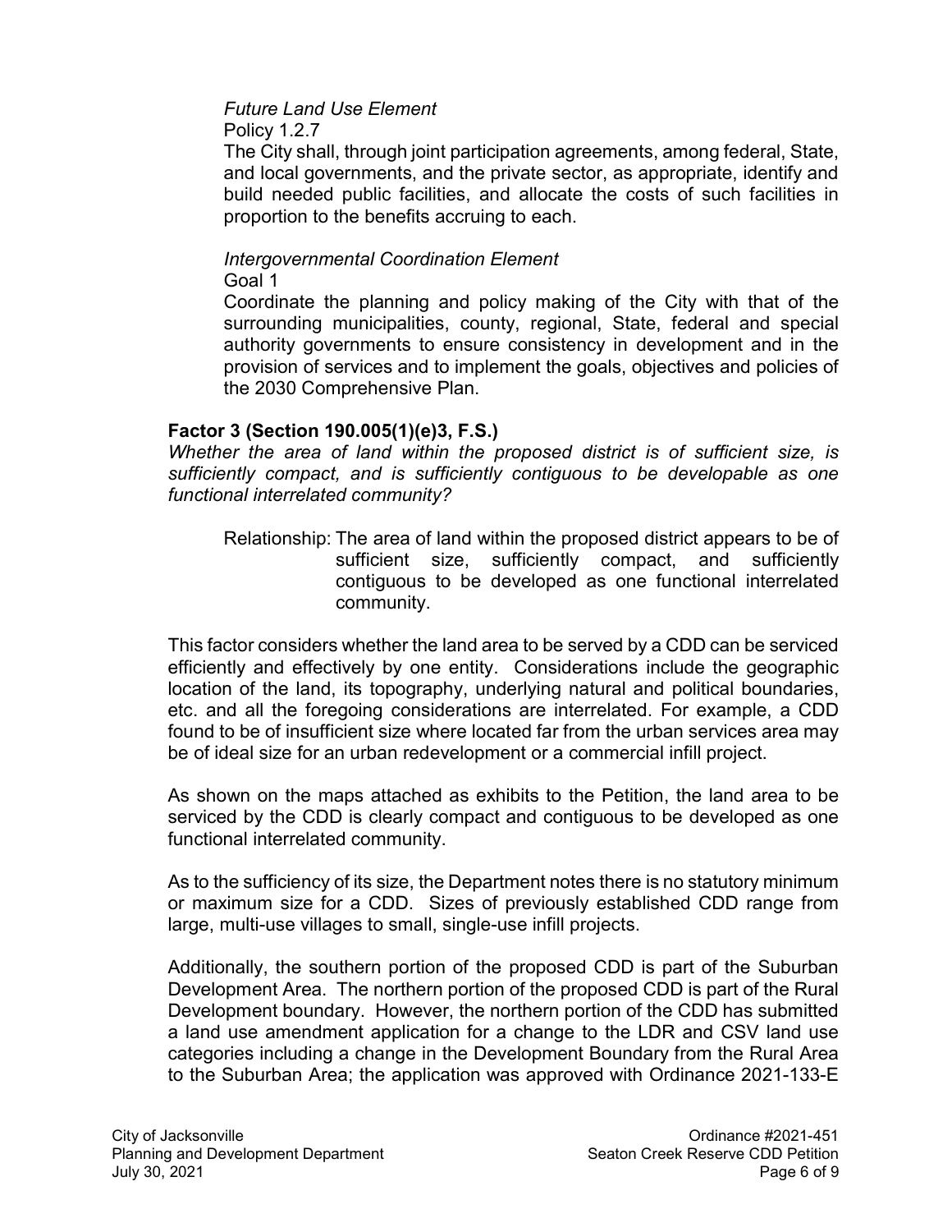*Future Land Use Element*

Policy 1.2.7

The City shall, through joint participation agreements, among federal, State, and local governments, and the private sector, as appropriate, identify and build needed public facilities, and allocate the costs of such facilities in proportion to the benefits accruing to each.

*Intergovernmental Coordination Element*

Goal 1

Coordinate the planning and policy making of the City with that of the surrounding municipalities, county, regional, State, federal and special authority governments to ensure consistency in development and in the provision of services and to implement the goals, objectives and policies of the 2030 Comprehensive Plan.

**Factor 3 (Section 190.005(1)(e)3, F.S.)**

*Whether the area of land within the proposed district is of sufficient size, is sufficiently compact, and is sufficiently contiguous to be developable as one functional interrelated community?*

Relationship: The area of land within the proposed district appears to be of sufficient size, sufficiently compact, and sufficiently contiguous to be developed as one functional interrelated community.

This factor considers whether the land area to be served by a CDD can be serviced efficiently and effectively by one entity. Considerations include the geographic location of the land, its topography, underlying natural and political boundaries, etc. and all the foregoing considerations are interrelated. For example, a CDD found to be of insufficient size where located far from the urban services area may be of ideal size for an urban redevelopment or a commercial infill project.

As shown on the maps attached as exhibits to the Petition, the land area to be serviced by the CDD is clearly compact and contiguous to be developed as one functional interrelated community.

As to the sufficiency of its size, the Department notes there is no statutory minimum or maximum size for a CDD. Sizes of previously established CDD range from large, multi-use villages to small, single-use infill projects.

Additionally, the southern portion of the proposed CDD is part of the Suburban Development Area. The northern portion of the proposed CDD is part of the Rural Development boundary. However, the northern portion of the CDD has submitted a land use amendment application for a change to the LDR and CSV land use categories including a change in the Development Boundary from the Rural Area to the Suburban Area; the application was approved with Ordinance 2021-133-E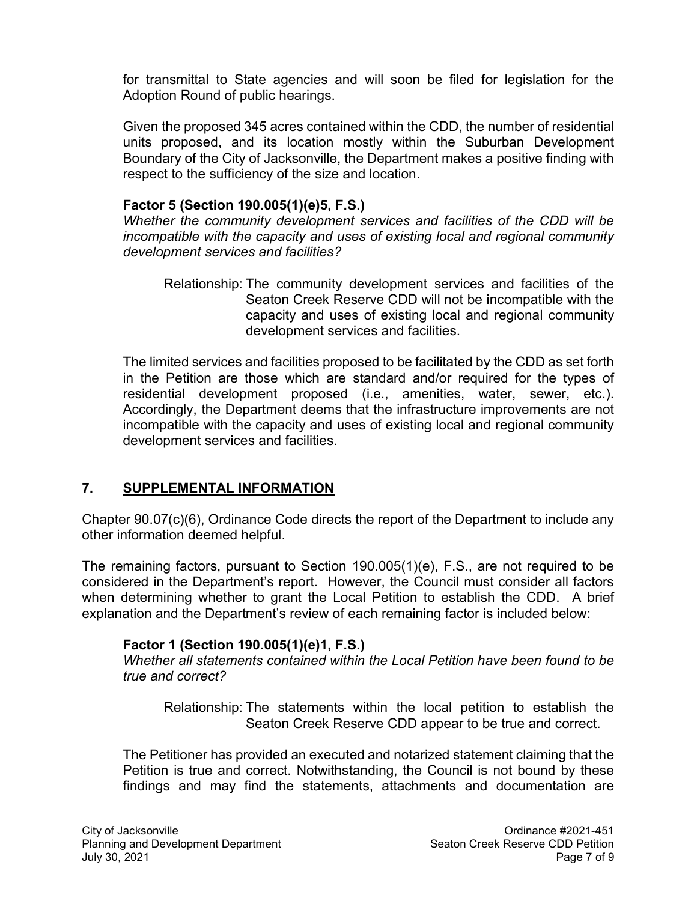for transmittal to State agencies and will soon be filed for legislation for the Adoption Round of public hearings.

Given the proposed 345 acres contained within the CDD, the number of residential units proposed, and its location mostly within the Suburban Development Boundary of the City of Jacksonville, the Department makes a positive finding with respect to the sufficiency of the size and location.

**Factor 5 (Section 190.005(1)(e)5, F.S.)**
*Whether the community development services and facilities of the CDD will be incompatible with the capacity and uses of existing local and regional community development services and facilities?*

Relationship: The community development services and facilities of the Seaton Creek Reserve CDD will not be incompatible with the capacity and uses of existing local and regional community development services and facilities.

The limited services and facilities proposed to be facilitated by the CDD as set forth in the Petition are those which are standard and/or required for the types of residential development proposed (i.e., amenities, water, sewer, etc.). Accordingly, the Department deems that the infrastructure improvements are not incompatible with the capacity and uses of existing local and regional community development services and facilities.

## 7. SUPPLEMENTAL INFORMATION

Chapter 90.07(c)(6), Ordinance Code directs the report of the Department to include any other information deemed helpful.

The remaining factors, pursuant to Section 190.005(1)(e), F.S., are not required to be considered in the Department's report. However, the Council must consider all factors when determining whether to grant the Local Petition to establish the CDD. A brief explanation and the Department's review of each remaining factor is included below:

**Factor 1 (Section 190.005(1)(e)1, F.S.)**
*Whether all statements contained within the Local Petition have been found to be true and correct?*

Relationship: The statements within the local petition to establish the Seaton Creek Reserve CDD appear to be true and correct.

The Petitioner has provided an executed and notarized statement claiming that the Petition is true and correct. Notwithstanding, the Council is not bound by these findings and may find the statements, attachments and documentation are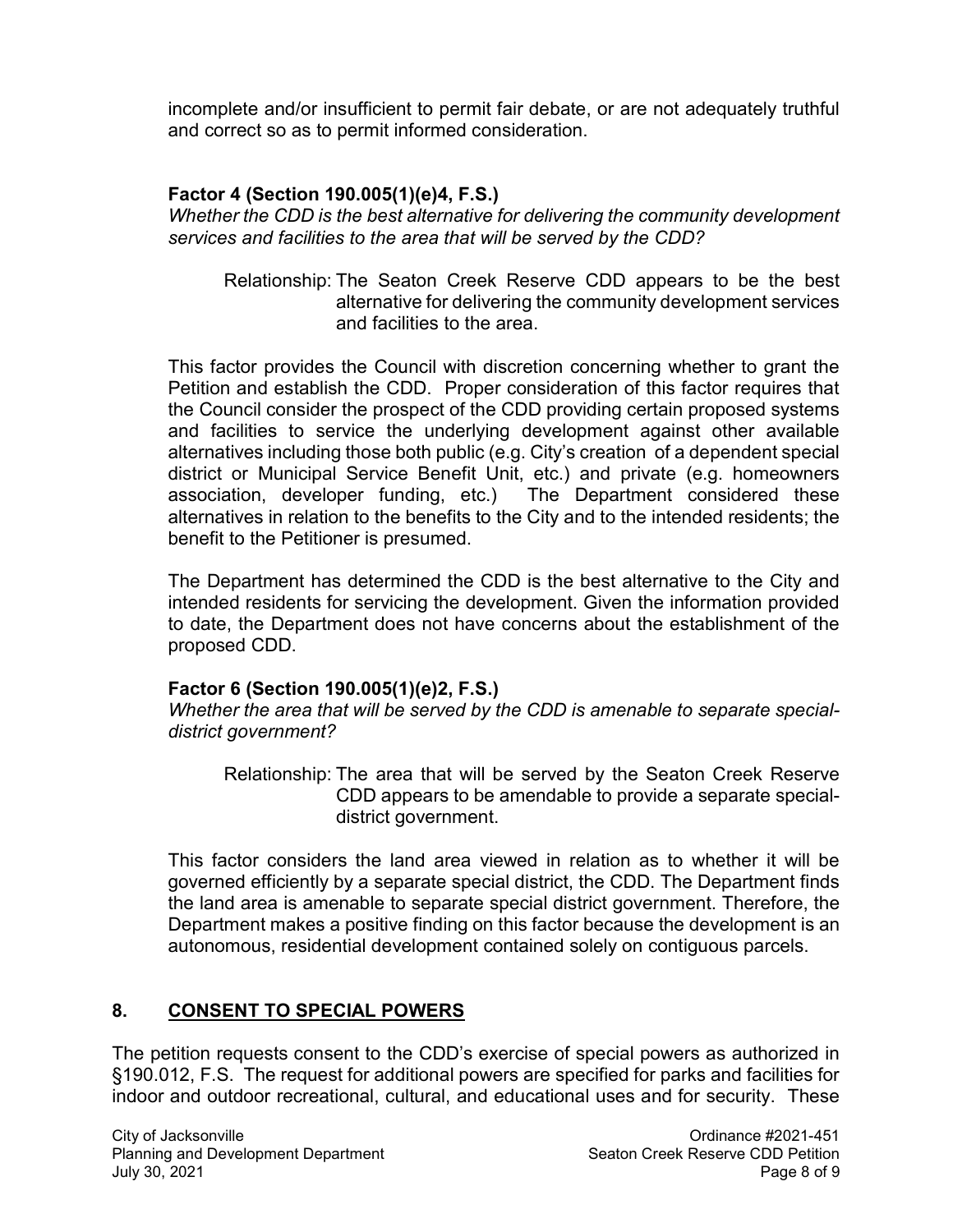incomplete and/or insufficient to permit fair debate, or are not adequately truthful and correct so as to permit informed consideration.

**Factor 4 (Section 190.005(1)(e)4, F.S.)**
*Whether the CDD is the best alternative for delivering the community development services and facilities to the area that will be served by the CDD?*

Relationship: The Seaton Creek Reserve CDD appears to be the best alternative for delivering the community development services and facilities to the area.

This factor provides the Council with discretion concerning whether to grant the Petition and establish the CDD. Proper consideration of this factor requires that the Council consider the prospect of the CDD providing certain proposed systems and facilities to service the underlying development against other available alternatives including those both public (e.g. City's creation of a dependent special district or Municipal Service Benefit Unit, etc.) and private (e.g. homeowners association, developer funding, etc.) The Department considered these alternatives in relation to the benefits to the City and to the intended residents; the benefit to the Petitioner is presumed.

The Department has determined the CDD is the best alternative to the City and intended residents for servicing the development. Given the information provided to date, the Department does not have concerns about the establishment of the proposed CDD.

**Factor 6 (Section 190.005(1)(e)2, F.S.)**
*Whether the area that will be served by the CDD is amenable to separate special-district government?*

Relationship: The area that will be served by the Seaton Creek Reserve CDD appears to be amendable to provide a separate special-district government.

This factor considers the land area viewed in relation as to whether it will be governed efficiently by a separate special district, the CDD. The Department finds the land area is amenable to separate special district government. Therefore, the Department makes a positive finding on this factor because the development is an autonomous, residential development contained solely on contiguous parcels.

## 8. CONSENT TO SPECIAL POWERS

The petition requests consent to the CDD's exercise of special powers as authorized in §190.012, F.S. The request for additional powers are specified for parks and facilities for indoor and outdoor recreational, cultural, and educational uses and for security. These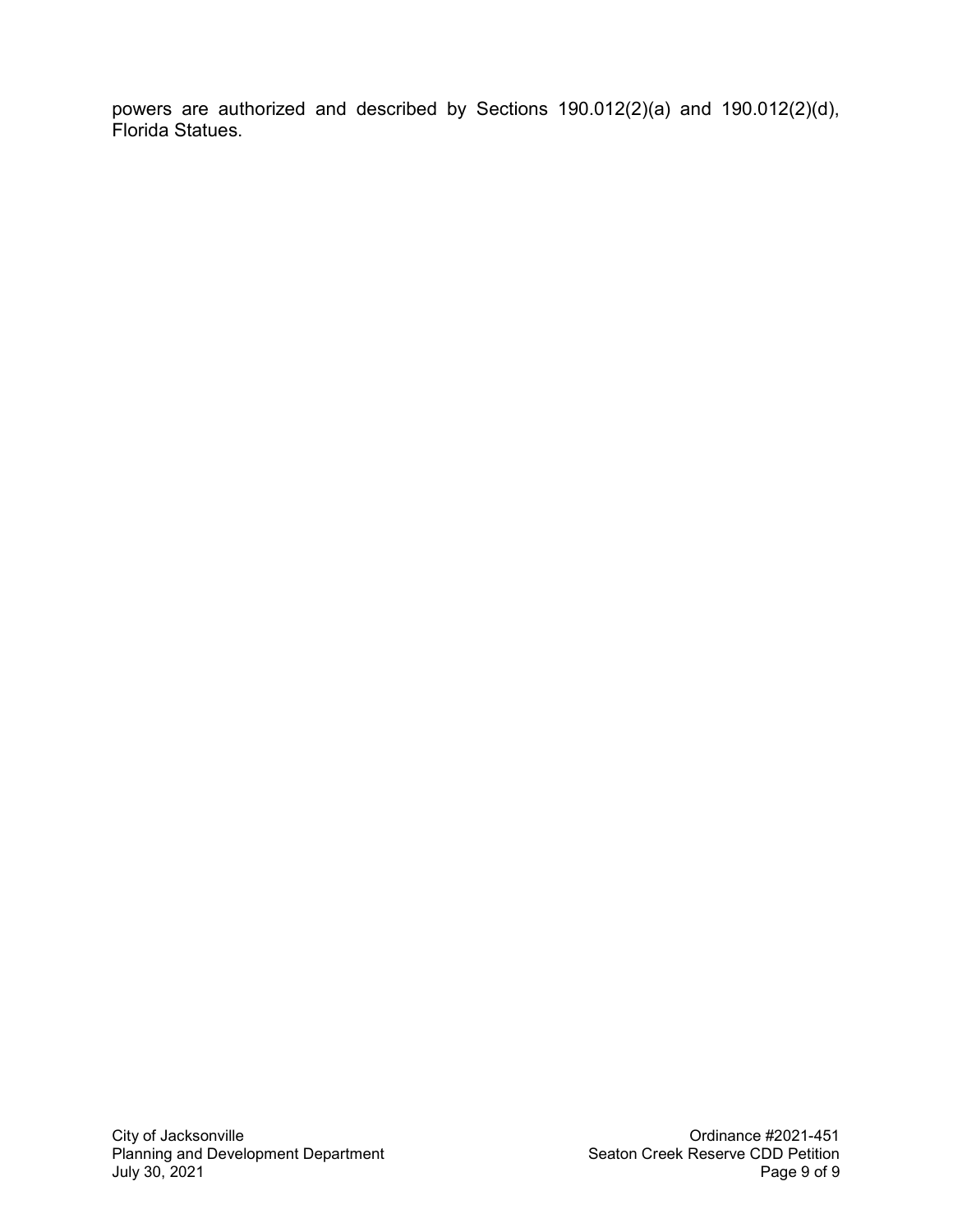powers are authorized and described by Sections 190.012(2)(a) and 190.012(2)(d), Florida Statues.